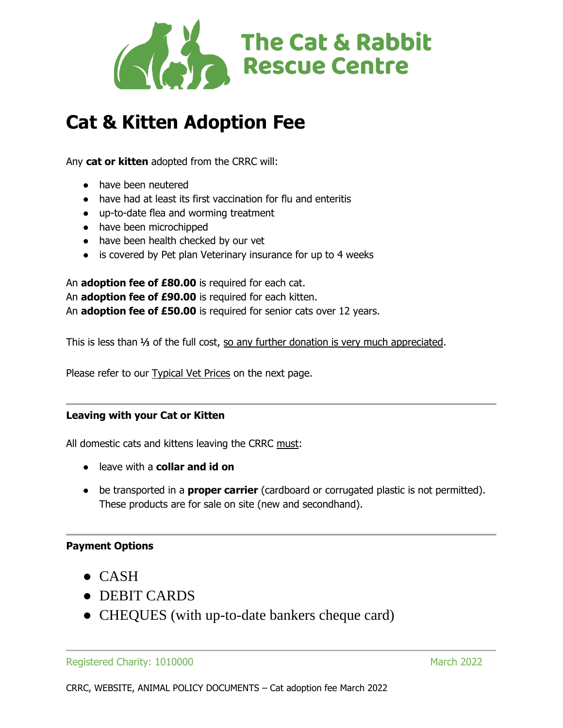# The Cat & Rabbit Rescue Centre

## Cat & Kitten Adoption Fee

Any **cat or kitten** adopted from the CRRC will:

- have been neutered
- have had at least its first vaccination for flu and enteritis
- up-to-date flea and worming treatment
- have been microchipped
- have been health checked by our vet
- is covered by Pet plan Veterinary insurance for up to 4 weeks

An **adoption fee of £80.00** is required for each cat.
An **adoption fee of £90.00** is required for each kitten.
An **adoption fee of £50.00** is required for senior cats over 12 years.

This is less than ⅓ of the full cost, so any further donation is very much appreciated.

Please refer to our Typical Vet Prices on the next page.

---

**Leaving with your Cat or Kitten**

All domestic cats and kittens leaving the CRRC must:

- leave with a **collar and id on**
- be transported in a **proper carrier** (cardboard or corrugated plastic is not permitted). These products are for sale on site (new and secondhand).

---

**Payment Options**

- CASH
- DEBIT CARDS
- CHEQUES (with up-to-date bankers cheque card)

---

Registered Charity: 1010000 March 2022

CRRC, WEBSITE, ANIMAL POLICY DOCUMENTS – Cat adoption fee March 2022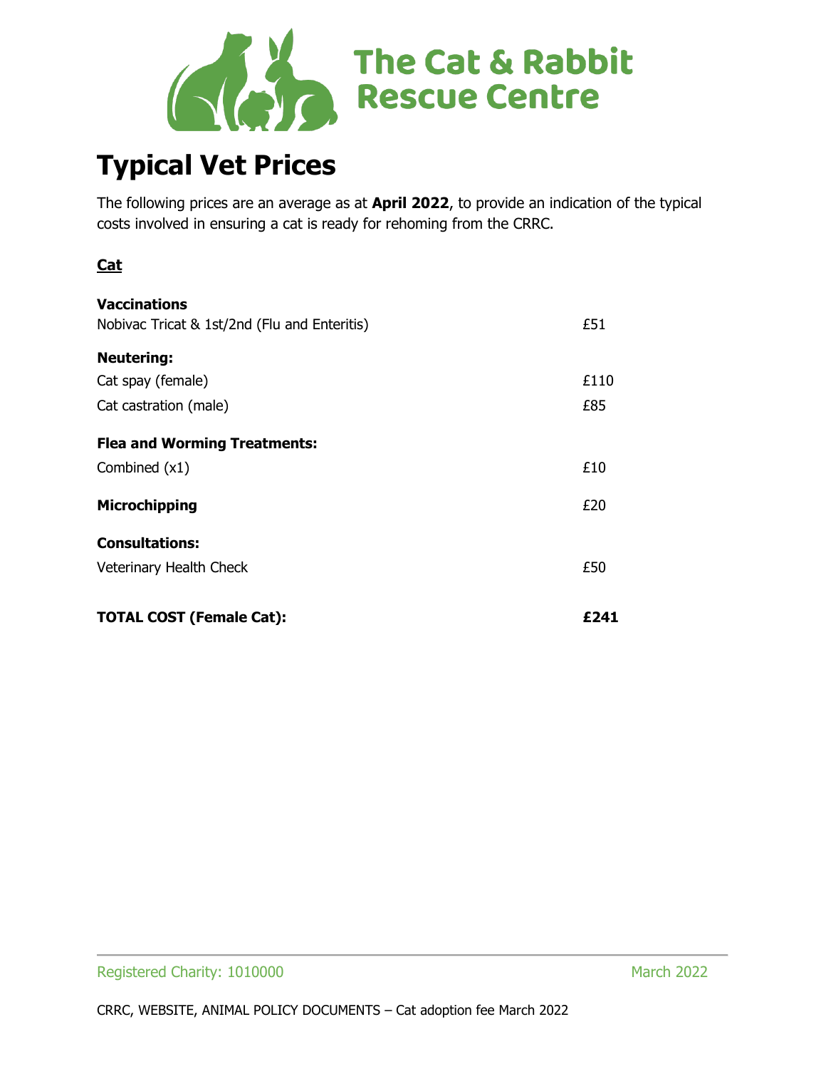# The Cat & Rabbit Rescue Centre

# Typical Vet Prices

The following prices are an average as at **April 2022**, to provide an indication of the typical costs involved in ensuring a cat is ready for rehoming from the CRRC.

<u>**Cat**</u>

| | |
|---|---|
| **Vaccinations** | |
| Nobivac Tricat & 1st/2nd (Flu and Enteritis) | £51 |
| **Neutering:** | |
| Cat spay (female) | £110 |
| Cat castration (male) | £85 |
| **Flea and Worming Treatments:** | |
| Combined (x1) | £10 |
| **Microchipping** | £20 |
| **Consultations:** | |
| Veterinary Health Check | £50 |
| **TOTAL COST (Female Cat):** | **£241** |

Registered Charity: 1010000 March 2022

CRRC, WEBSITE, ANIMAL POLICY DOCUMENTS – Cat adoption fee March 2022